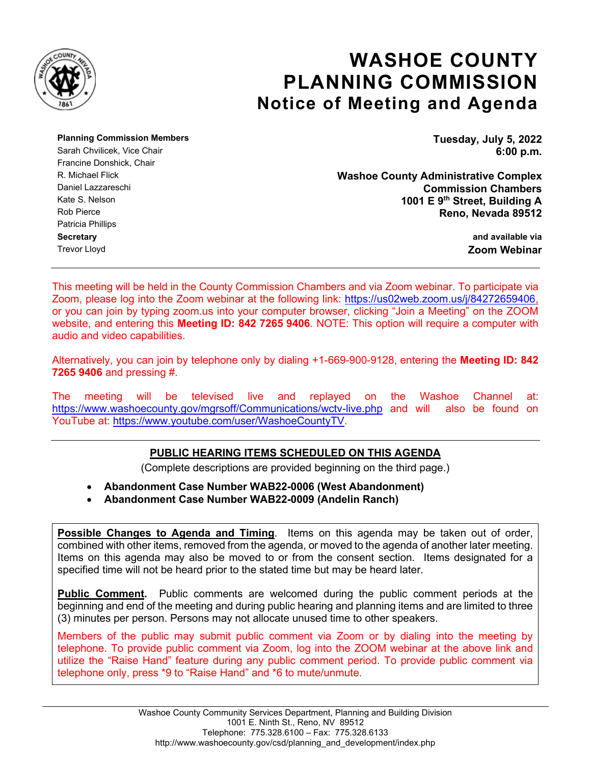# WASHOE COUNTY PLANNING COMMISSION

## Notice of Meeting and Agenda

**Planning Commission Members**
Sarah Chvilicek, Vice Chair
Francine Donshick, Chair
R. Michael Flick
Daniel Lazzareschi
Kate S. Nelson
Rob Pierce
Patricia Phillips
**Secretary**
Trevor Lloyd

**Tuesday, July 5, 2022**
**6:00 p.m.**

**Washoe County Administrative Complex**
**Commission Chambers**
**1001 E 9th Street, Building A**
**Reno, Nevada 89512**

**and available via**
**Zoom Webinar**

---

This meeting will be held in the County Commission Chambers and via Zoom webinar. To participate via Zoom, please log into the Zoom webinar at the following link: https://us02web.zoom.us/j/84272659406, or you can join by typing zoom.us into your computer browser, clicking "Join a Meeting" on the ZOOM website, and entering this **Meeting ID: 842 7265 9406**. NOTE: This option will require a computer with audio and video capabilities.

Alternatively, you can join by telephone only by dialing +1-669-900-9128, entering the **Meeting ID: 842 7265 9406** and pressing #.

The meeting will be televised live and replayed on the Washoe Channel at: https://www.washoecounty.gov/mgrsoff/Communications/wctv-live.php and will also be found on YouTube at: https://www.youtube.com/user/WashoeCountyTV.

---

### PUBLIC HEARING ITEMS SCHEDULED ON THIS AGENDA

(Complete descriptions are provided beginning on the third page.)

- **Abandonment Case Number WAB22-0006 (West Abandonment)**
- **Abandonment Case Number WAB22-0009 (Andelin Ranch)**

**Possible Changes to Agenda and Timing**. Items on this agenda may be taken out of order, combined with other items, removed from the agenda, or moved to the agenda of another later meeting. Items on this agenda may also be moved to or from the consent section. Items designated for a specified time will not be heard prior to the stated time but may be heard later.

**Public Comment.** Public comments are welcomed during the public comment periods at the beginning and end of the meeting and during public hearing and planning items and are limited to three (3) minutes per person. Persons may not allocate unused time to other speakers.

Members of the public may submit public comment via Zoom or by dialing into the meeting by telephone. To provide public comment via Zoom, log into the ZOOM webinar at the above link and utilize the "Raise Hand" feature during any public comment period. To provide public comment via telephone only, press *9 to "Raise Hand" and *6 to mute/unmute.

Washoe County Community Services Department, Planning and Building Division
1001 E. Ninth St., Reno, NV 89512
Telephone: 775.328.6100 – Fax: 775.328.6133
http://www.washoecounty.gov/csd/planning_and_development/index.php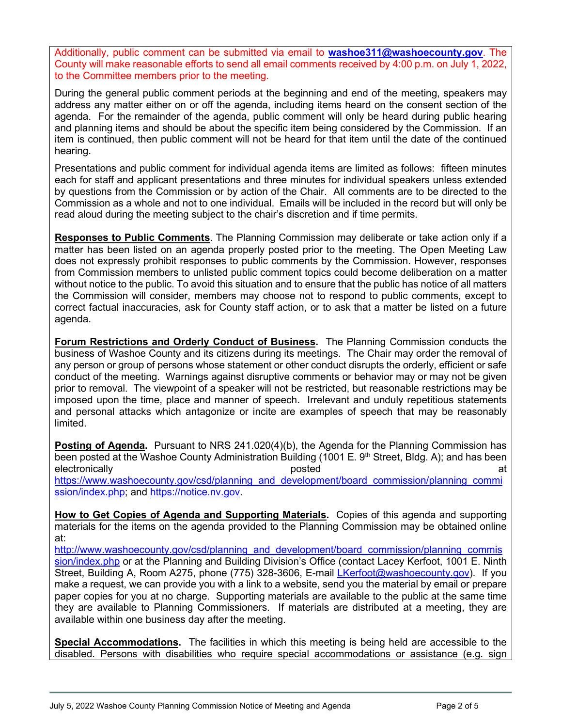Additionally, public comment can be submitted via email to **washoe311@washoecounty.gov**. The County will make reasonable efforts to send all email comments received by 4:00 p.m. on July 1, 2022, to the Committee members prior to the meeting.

During the general public comment periods at the beginning and end of the meeting, speakers may address any matter either on or off the agenda, including items heard on the consent section of the agenda. For the remainder of the agenda, public comment will only be heard during public hearing and planning items and should be about the specific item being considered by the Commission. If an item is continued, then public comment will not be heard for that item until the date of the continued hearing.

Presentations and public comment for individual agenda items are limited as follows: fifteen minutes each for staff and applicant presentations and three minutes for individual speakers unless extended by questions from the Commission or by action of the Chair. All comments are to be directed to the Commission as a whole and not to one individual. Emails will be included in the record but will only be read aloud during the meeting subject to the chair's discretion and if time permits.

**Responses to Public Comments**. The Planning Commission may deliberate or take action only if a matter has been listed on an agenda properly posted prior to the meeting. The Open Meeting Law does not expressly prohibit responses to public comments by the Commission. However, responses from Commission members to unlisted public comment topics could become deliberation on a matter without notice to the public. To avoid this situation and to ensure that the public has notice of all matters the Commission will consider, members may choose not to respond to public comments, except to correct factual inaccuracies, ask for County staff action, or to ask that a matter be listed on a future agenda.

**Forum Restrictions and Orderly Conduct of Business.** The Planning Commission conducts the business of Washoe County and its citizens during its meetings. The Chair may order the removal of any person or group of persons whose statement or other conduct disrupts the orderly, efficient or safe conduct of the meeting. Warnings against disruptive comments or behavior may or may not be given prior to removal. The viewpoint of a speaker will not be restricted, but reasonable restrictions may be imposed upon the time, place and manner of speech. Irrelevant and unduly repetitious statements and personal attacks which antagonize or incite are examples of speech that may be reasonably limited.

**Posting of Agenda.** Pursuant to NRS 241.020(4)(b), the Agenda for the Planning Commission has been posted at the Washoe County Administration Building (1001 E. 9th Street, Bldg. A); and has been electronically posted at https://www.washoecounty.gov/csd/planning_and_development/board_commission/planning_commission/index.php; and https://notice.nv.gov.

**How to Get Copies of Agenda and Supporting Materials.** Copies of this agenda and supporting materials for the items on the agenda provided to the Planning Commission may be obtained online at: http://www.washoecounty.gov/csd/planning_and_development/board_commission/planning_commission/index.php or at the Planning and Building Division's Office (contact Lacey Kerfoot, 1001 E. Ninth Street, Building A, Room A275, phone (775) 328-3606, E-mail LKerfoot@washoecounty.gov). If you make a request, we can provide you with a link to a website, send you the material by email or prepare paper copies for you at no charge. Supporting materials are available to the public at the same time they are available to Planning Commissioners. If materials are distributed at a meeting, they are available within one business day after the meeting.

**Special Accommodations.** The facilities in which this meeting is being held are accessible to the disabled. Persons with disabilities who require special accommodations or assistance (e.g. sign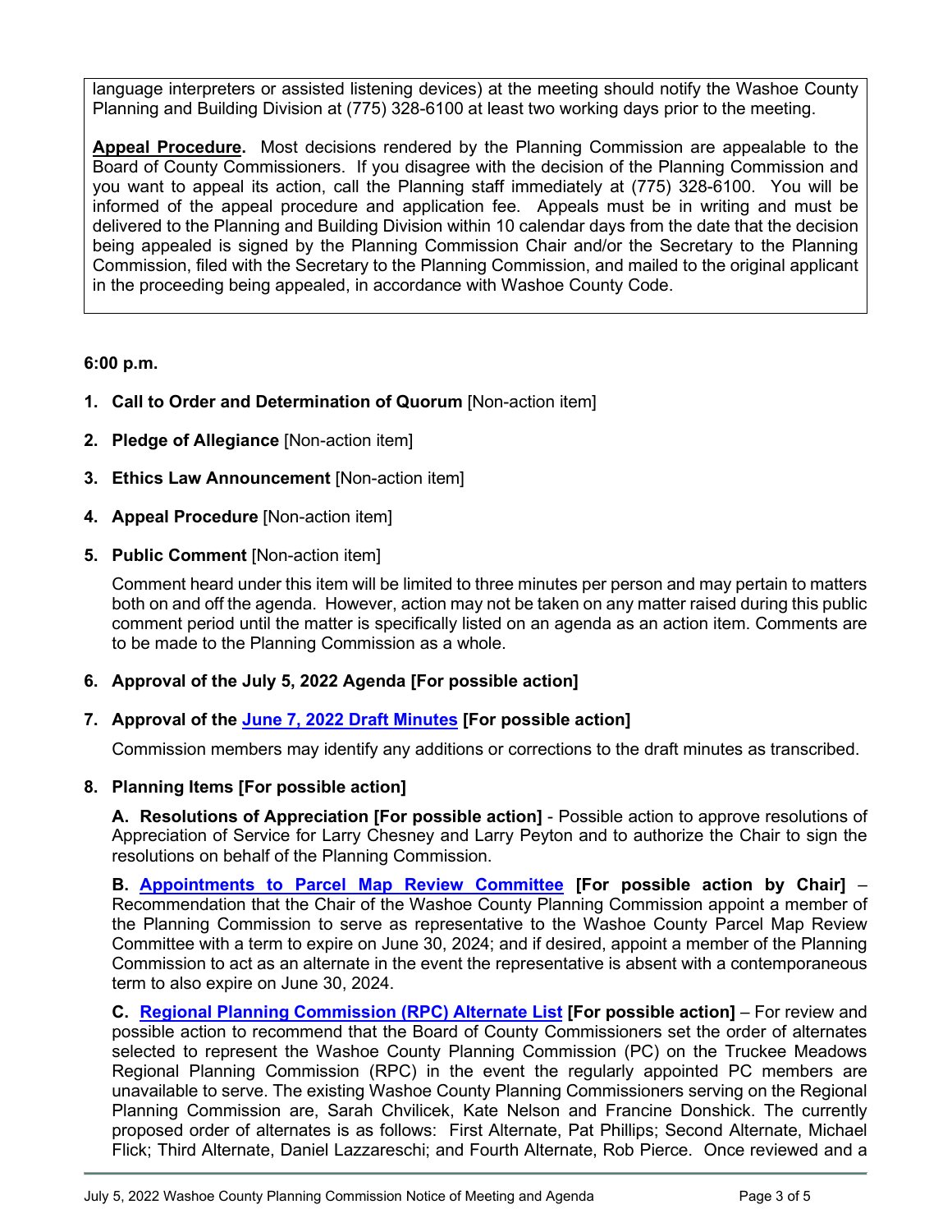language interpreters or assisted listening devices) at the meeting should notify the Washoe County Planning and Building Division at (775) 328-6100 at least two working days prior to the meeting.

**Appeal Procedure**. Most decisions rendered by the Planning Commission are appealable to the Board of County Commissioners. If you disagree with the decision of the Planning Commission and you want to appeal its action, call the Planning staff immediately at (775) 328-6100. You will be informed of the appeal procedure and application fee. Appeals must be in writing and must be delivered to the Planning and Building Division within 10 calendar days from the date that the decision being appealed is signed by the Planning Commission Chair and/or the Secretary to the Planning Commission, filed with the Secretary to the Planning Commission, and mailed to the original applicant in the proceeding being appealed, in accordance with Washoe County Code.

**6:00 p.m.**

1. **Call to Order and Determination of Quorum** [Non-action item]

2. **Pledge of Allegiance** [Non-action item]

3. **Ethics Law Announcement** [Non-action item]

4. **Appeal Procedure** [Non-action item]

5. **Public Comment** [Non-action item]

   Comment heard under this item will be limited to three minutes per person and may pertain to matters both on and off the agenda. However, action may not be taken on any matter raised during this public comment period until the matter is specifically listed on an agenda as an action item. Comments are to be made to the Planning Commission as a whole.

6. **Approval of the July 5, 2022 Agenda [For possible action]**

7. **Approval of the June 7, 2022 Draft Minutes [For possible action]**

   Commission members may identify any additions or corrections to the draft minutes as transcribed.

8. **Planning Items [For possible action]**

   **A. Resolutions of Appreciation [For possible action]** - Possible action to approve resolutions of Appreciation of Service for Larry Chesney and Larry Peyton and to authorize the Chair to sign the resolutions on behalf of the Planning Commission.

   **B. Appointments to Parcel Map Review Committee [For possible action by Chair]** – Recommendation that the Chair of the Washoe County Planning Commission appoint a member of the Planning Commission to serve as representative to the Washoe County Parcel Map Review Committee with a term to expire on June 30, 2024; and if desired, appoint a member of the Planning Commission to act as an alternate in the event the representative is absent with a contemporaneous term to also expire on June 30, 2024.

   **C. Regional Planning Commission (RPC) Alternate List [For possible action]** – For review and possible action to recommend that the Board of County Commissioners set the order of alternates selected to represent the Washoe County Planning Commission (PC) on the Truckee Meadows Regional Planning Commission (RPC) in the event the regularly appointed PC members are unavailable to serve. The existing Washoe County Planning Commissioners serving on the Regional Planning Commission are, Sarah Chvilicek, Kate Nelson and Francine Donshick. The currently proposed order of alternates is as follows: First Alternate, Pat Phillips; Second Alternate, Michael Flick; Third Alternate, Daniel Lazzareschi; and Fourth Alternate, Rob Pierce. Once reviewed and a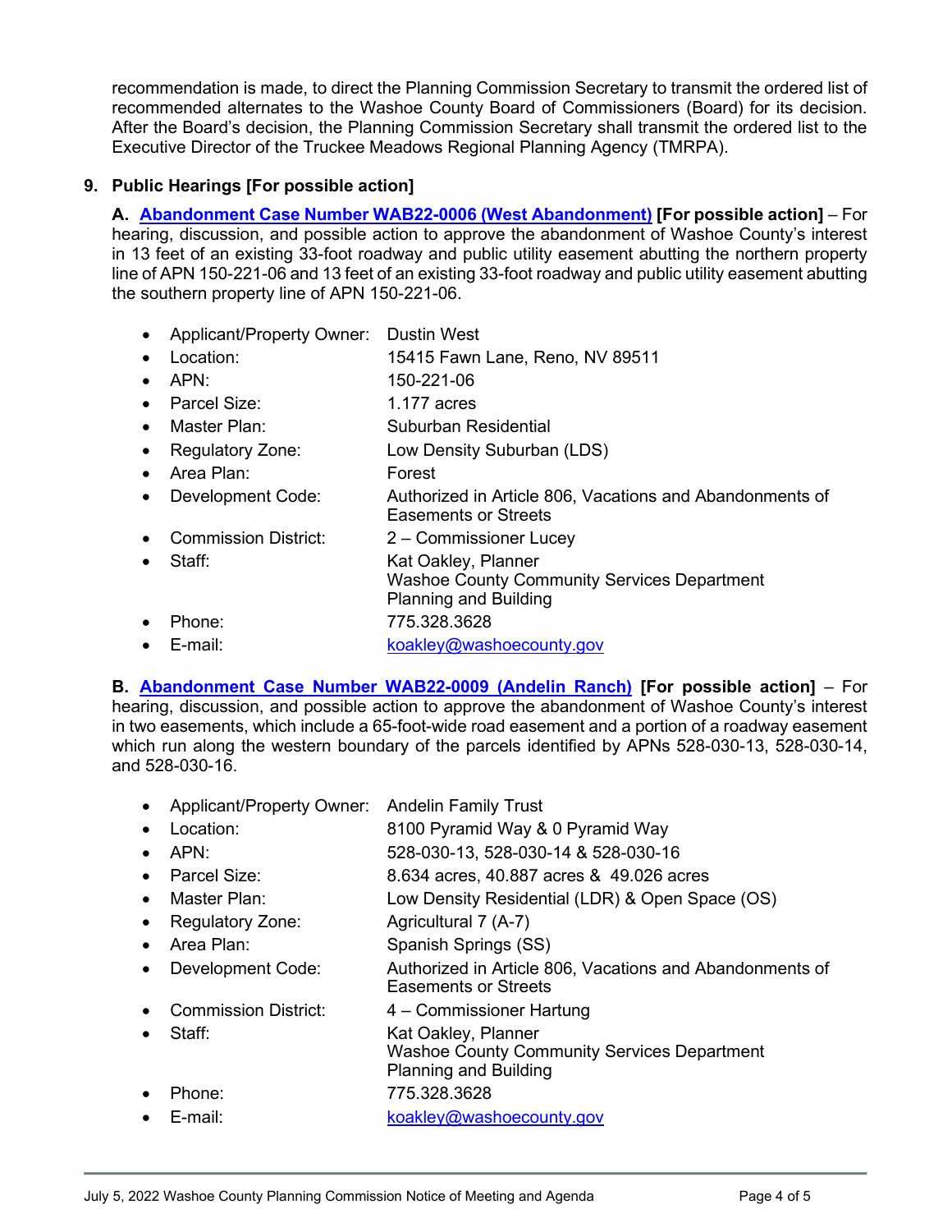recommendation is made, to direct the Planning Commission Secretary to transmit the ordered list of recommended alternates to the Washoe County Board of Commissioners (Board) for its decision. After the Board's decision, the Planning Commission Secretary shall transmit the ordered list to the Executive Director of the Truckee Meadows Regional Planning Agency (TMRPA).

**9. Public Hearings [For possible action]**

**A. Abandonment Case Number WAB22-0006 (West Abandonment) [For possible action]** – For hearing, discussion, and possible action to approve the abandonment of Washoe County's interest in 13 feet of an existing 33-foot roadway and public utility easement abutting the northern property line of APN 150-221-06 and 13 feet of an existing 33-foot roadway and public utility easement abutting the southern property line of APN 150-221-06.

- Applicant/Property Owner: Dustin West
- Location: 15415 Fawn Lane, Reno, NV 89511
- APN: 150-221-06
- Parcel Size: 1.177 acres
- Master Plan: Suburban Residential
- Regulatory Zone: Low Density Suburban (LDS)
- Area Plan: Forest
- Development Code: Authorized in Article 806, Vacations and Abandonments of Easements or Streets
- Commission District: 2 – Commissioner Lucey
- Staff: Kat Oakley, Planner
  Washoe County Community Services Department
  Planning and Building
- Phone: 775.328.3628
- E-mail: koakley@washoecounty.gov

**B. Abandonment Case Number WAB22-0009 (Andelin Ranch) [For possible action]** – For hearing, discussion, and possible action to approve the abandonment of Washoe County's interest in two easements, which include a 65-foot-wide road easement and a portion of a roadway easement which run along the western boundary of the parcels identified by APNs 528-030-13, 528-030-14, and 528-030-16.

- Applicant/Property Owner: Andelin Family Trust
- Location: 8100 Pyramid Way & 0 Pyramid Way
- APN: 528-030-13, 528-030-14 & 528-030-16
- Parcel Size: 8.634 acres, 40.887 acres & 49.026 acres
- Master Plan: Low Density Residential (LDR) & Open Space (OS)
- Regulatory Zone: Agricultural 7 (A-7)
- Area Plan: Spanish Springs (SS)
- Development Code: Authorized in Article 806, Vacations and Abandonments of Easements or Streets
- Commission District: 4 – Commissioner Hartung
- Staff: Kat Oakley, Planner
  Washoe County Community Services Department
  Planning and Building
- Phone: 775.328.3628
- E-mail: koakley@washoecounty.gov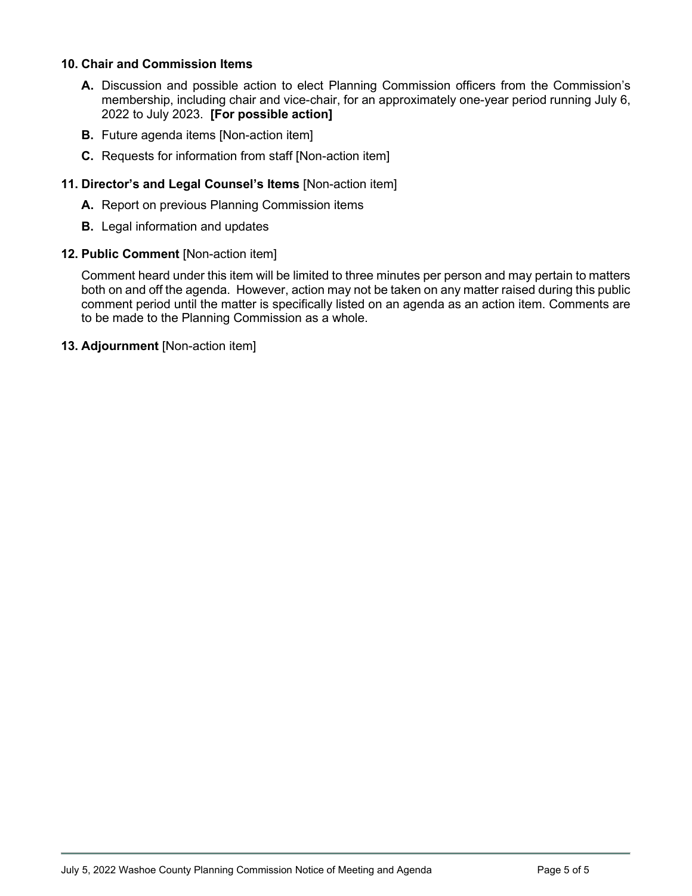**10. Chair and Commission Items**

**A.** Discussion and possible action to elect Planning Commission officers from the Commission's membership, including chair and vice-chair, for an approximately one-year period running July 6, 2022 to July 2023. **[For possible action]**

**B.** Future agenda items [Non-action item]

**C.** Requests for information from staff [Non-action item]

**11. Director's and Legal Counsel's Items** [Non-action item]

**A.** Report on previous Planning Commission items

**B.** Legal information and updates

**12. Public Comment** [Non-action item]

Comment heard under this item will be limited to three minutes per person and may pertain to matters both on and off the agenda. However, action may not be taken on any matter raised during this public comment period until the matter is specifically listed on an agenda as an action item. Comments are to be made to the Planning Commission as a whole.

**13. Adjournment** [Non-action item]